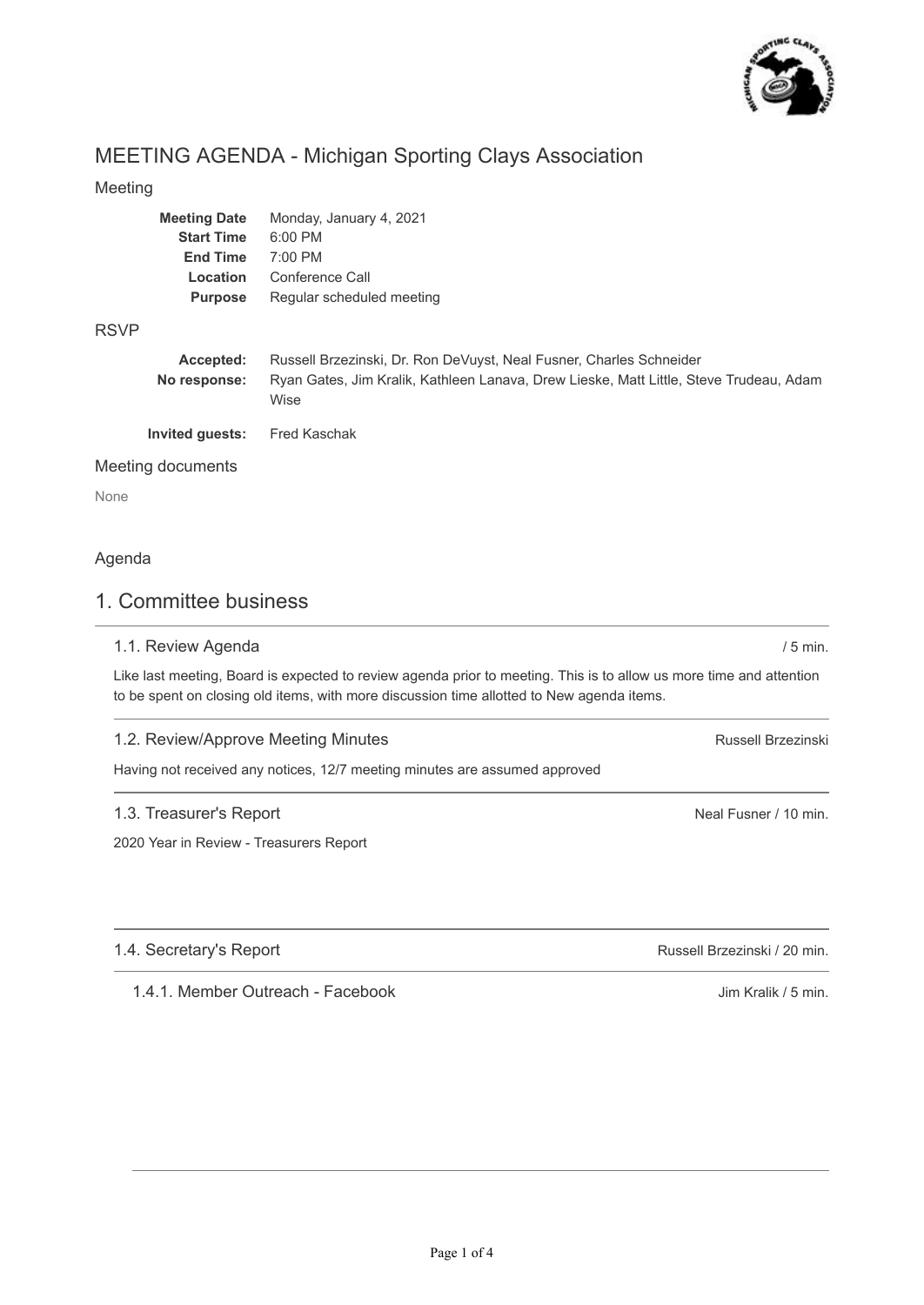# MEETING AGENDA - Michigan Sporting Clays Association

## Meeting

| | |
|---|---|
| **Meeting Date** | Monday, January 4, 2021 |
| **Start Time** | 6:00 PM |
| **End Time** | 7:00 PM |
| **Location** | Conference Call |
| **Purpose** | Regular scheduled meeting |

## RSVP

| | |
|---|---|
| **Accepted:** | Russell Brzezinski, Dr. Ron DeVuyst, Neal Fusner, Charles Schneider |
| **No response:** | Ryan Gates, Jim Kralik, Kathleen Lanava, Drew Lieske, Matt Little, Steve Trudeau, Adam Wise |
| **Invited guests:** | Fred Kaschak |

## Meeting documents

None

## Agenda

# 1. Committee business

### 1.1. Review Agenda

/ 5 min.

Like last meeting, Board is expected to review agenda prior to meeting. This is to allow us more time and attention to be spent on closing old items, with more discussion time allotted to New agenda items.

### 1.2. Review/Approve Meeting Minutes

Russell Brzezinski

Having not received any notices, 12/7 meeting minutes are assumed approved

### 1.3. Treasurer's Report

Neal Fusner / 10 min.

2020 Year in Review - Treasurers Report

### 1.4. Secretary's Report

Russell Brzezinski / 20 min.

#### 1.4.1. Member Outreach - Facebook

Jim Kralik / 5 min.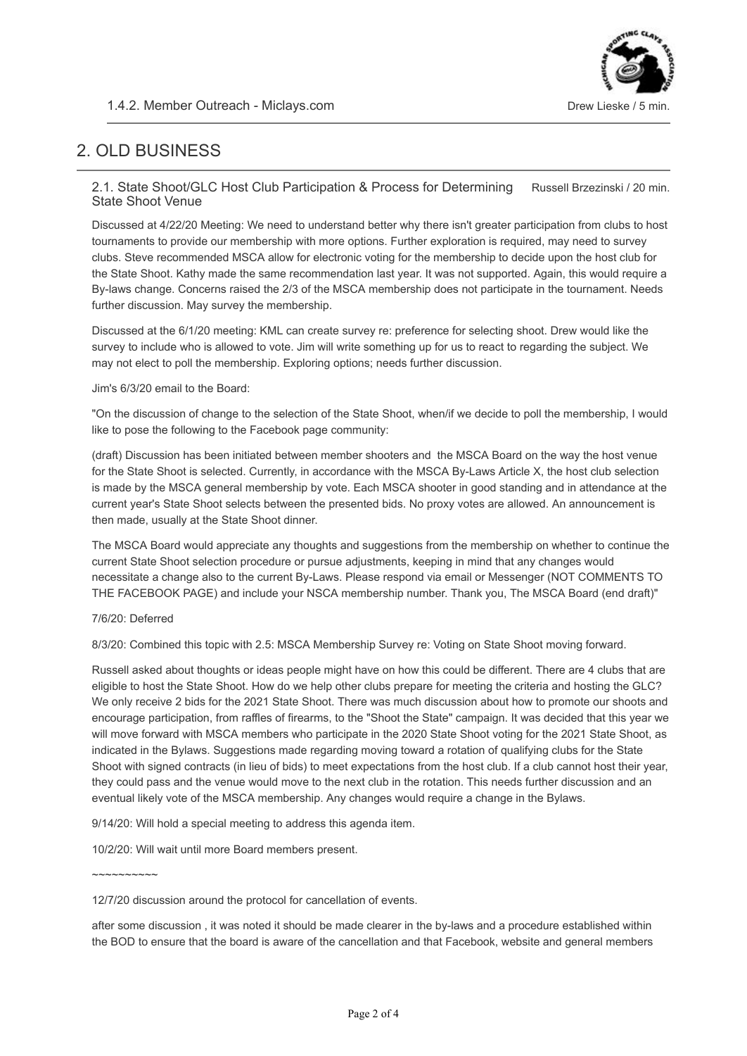1.4.2. Member Outreach - Miclays.com Drew Lieske / 5 min.

## 2. OLD BUSINESS

### 2.1. State Shoot/GLC Host Club Participation & Process for Determining State Shoot Venue Russell Brzezinski / 20 min.

Discussed at 4/22/20 Meeting: We need to understand better why there isn't greater participation from clubs to host tournaments to provide our membership with more options. Further exploration is required, may need to survey clubs. Steve recommended MSCA allow for electronic voting for the membership to decide upon the host club for the State Shoot. Kathy made the same recommendation last year. It was not supported. Again, this would require a By-laws change. Concerns raised the 2/3 of the MSCA membership does not participate in the tournament. Needs further discussion. May survey the membership.

Discussed at the 6/1/20 meeting: KML can create survey re: preference for selecting shoot. Drew would like the survey to include who is allowed to vote. Jim will write something up for us to react to regarding the subject. We may not elect to poll the membership. Exploring options; needs further discussion.

Jim's 6/3/20 email to the Board:

"On the discussion of change to the selection of the State Shoot, when/if we decide to poll the membership, I would like to pose the following to the Facebook page community:

(draft) Discussion has been initiated between member shooters and the MSCA Board on the way the host venue for the State Shoot is selected. Currently, in accordance with the MSCA By-Laws Article X, the host club selection is made by the MSCA general membership by vote. Each MSCA shooter in good standing and in attendance at the current year's State Shoot selects between the presented bids. No proxy votes are allowed. An announcement is then made, usually at the State Shoot dinner.

The MSCA Board would appreciate any thoughts and suggestions from the membership on whether to continue the current State Shoot selection procedure or pursue adjustments, keeping in mind that any changes would necessitate a change also to the current By-Laws. Please respond via email or Messenger (NOT COMMENTS TO THE FACEBOOK PAGE) and include your NSCA membership number. Thank you, The MSCA Board (end draft)"

7/6/20: Deferred

8/3/20: Combined this topic with 2.5: MSCA Membership Survey re: Voting on State Shoot moving forward.

Russell asked about thoughts or ideas people might have on how this could be different. There are 4 clubs that are eligible to host the State Shoot. How do we help other clubs prepare for meeting the criteria and hosting the GLC? We only receive 2 bids for the 2021 State Shoot. There was much discussion about how to promote our shoots and encourage participation, from raffles of firearms, to the "Shoot the State" campaign. It was decided that this year we will move forward with MSCA members who participate in the 2020 State Shoot voting for the 2021 State Shoot, as indicated in the Bylaws. Suggestions made regarding moving toward a rotation of qualifying clubs for the State Shoot with signed contracts (in lieu of bids) to meet expectations from the host club. If a club cannot host their year, they could pass and the venue would move to the next club in the rotation. This needs further discussion and an eventual likely vote of the MSCA membership. Any changes would require a change in the Bylaws.

9/14/20: Will hold a special meeting to address this agenda item.

10/2/20: Will wait until more Board members present.

~~~~~~~~~~

12/7/20 discussion around the protocol for cancellation of events.

after some discussion , it was noted it should be made clearer in the by-laws and a procedure established within the BOD to ensure that the board is aware of the cancellation and that Facebook, website and general members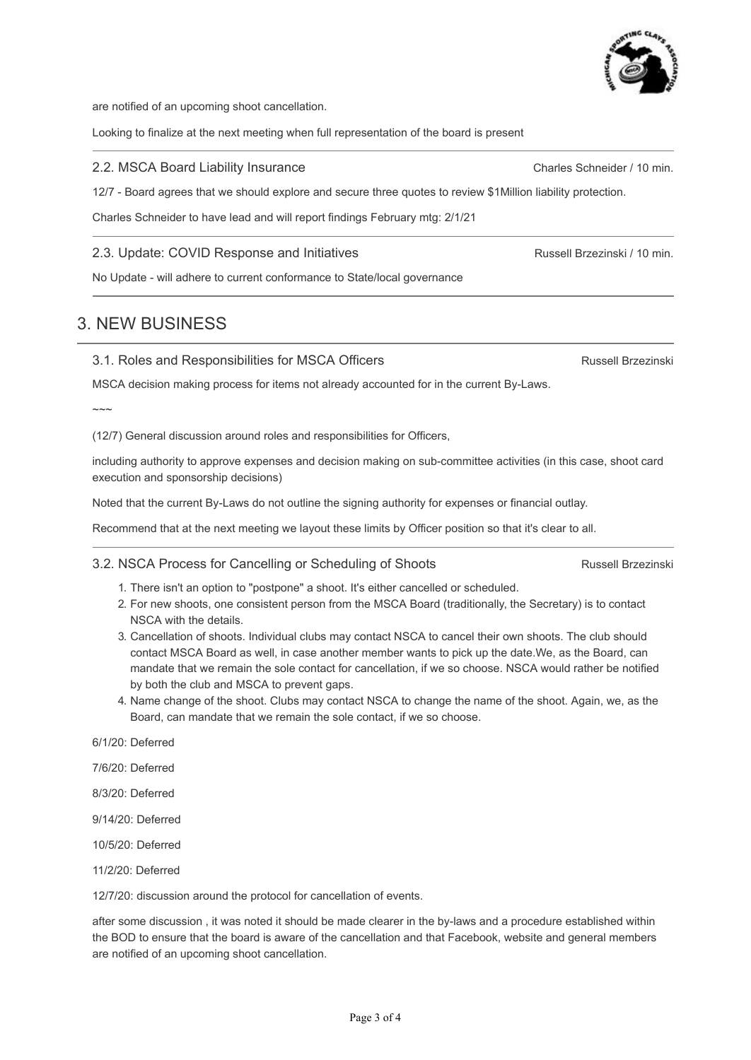are notified of an upcoming shoot cancellation.

Looking to finalize at the next meeting when full representation of the board is present

---

### 2.2. MSCA Board Liability Insurance

Charles Schneider / 10 min.

12/7 - Board agrees that we should explore and secure three quotes to review $1Million liability protection.

Charles Schneider to have lead and will report findings February mtg: 2/1/21

---

### 2.3. Update: COVID Response and Initiatives

Russell Brzezinski / 10 min.

No Update - will adhere to current conformance to State/local governance

---

## 3. NEW BUSINESS

### 3.1. Roles and Responsibilities for MSCA Officers

Russell Brzezinski

MSCA decision making process for items not already accounted for in the current By-Laws.

~~~

(12/7) General discussion around roles and responsibilities for Officers,

including authority to approve expenses and decision making on sub-committee activities (in this case, shoot card execution and sponsorship decisions)

Noted that the current By-Laws do not outline the signing authority for expenses or financial outlay.

Recommend that at the next meeting we layout these limits by Officer position so that it's clear to all.

---

### 3.2. NSCA Process for Cancelling or Scheduling of Shoots

Russell Brzezinski

1. There isn't an option to "postpone" a shoot. It's either cancelled or scheduled.
2. For new shoots, one consistent person from the MSCA Board (traditionally, the Secretary) is to contact NSCA with the details.
3. Cancellation of shoots. Individual clubs may contact NSCA to cancel their own shoots. The club should contact MSCA Board as well, in case another member wants to pick up the date.We, as the Board, can mandate that we remain the sole contact for cancellation, if we so choose. NSCA would rather be notified by both the club and MSCA to prevent gaps.
4. Name change of the shoot. Clubs may contact NSCA to change the name of the shoot. Again, we, as the Board, can mandate that we remain the sole contact, if we so choose.

6/1/20: Deferred

7/6/20: Deferred

8/3/20: Deferred

9/14/20: Deferred

10/5/20: Deferred

11/2/20: Deferred

12/7/20: discussion around the protocol for cancellation of events.

after some discussion , it was noted it should be made clearer in the by-laws and a procedure established within the BOD to ensure that the board is aware of the cancellation and that Facebook, website and general members are notified of an upcoming shoot cancellation.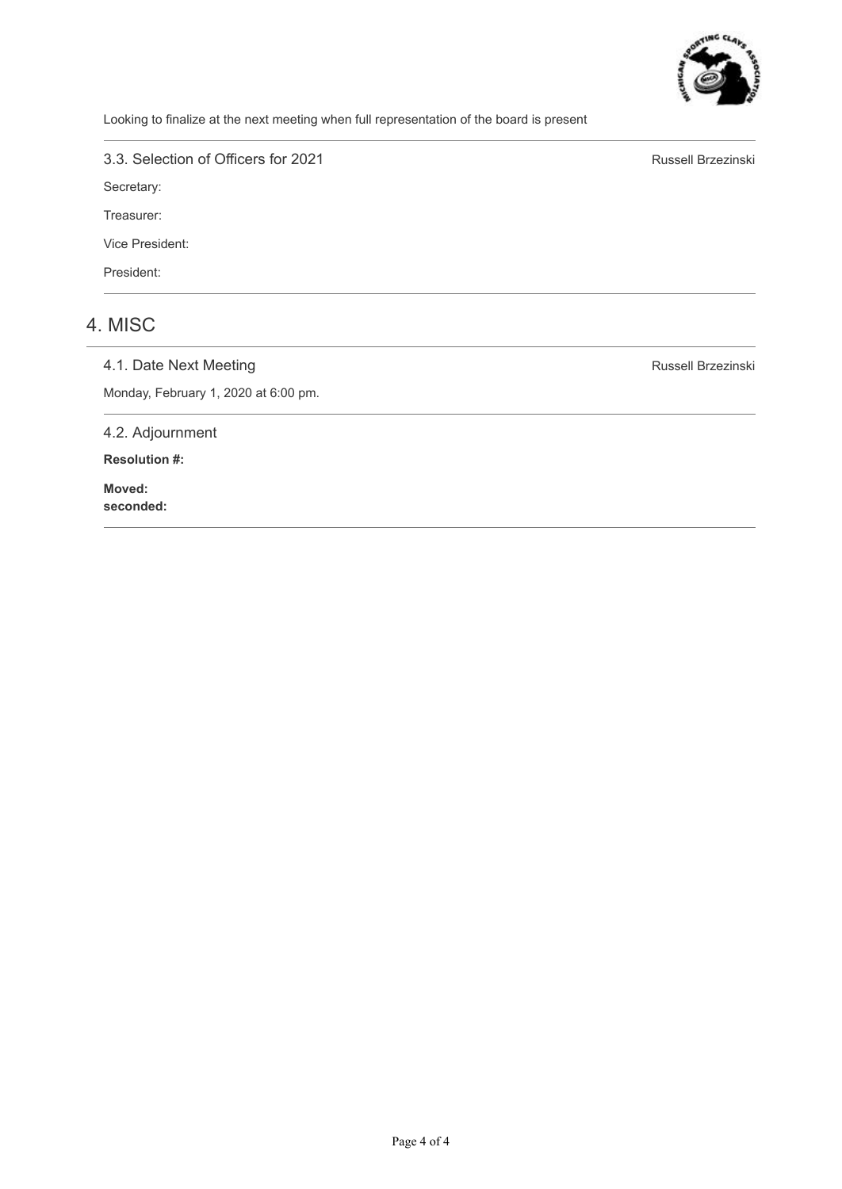Looking to finalize at the next meeting when full representation of the board is present

### 3.3. Selection of Officers for 2021

Russell Brzezinski

Secretary:

Treasurer:

Vice President:

President:

## 4. MISC

### 4.1. Date Next Meeting

Russell Brzezinski

Monday, February 1, 2020 at 6:00 pm.

### 4.2. Adjournment

**Resolution #:**

**Moved:**
**seconded:**